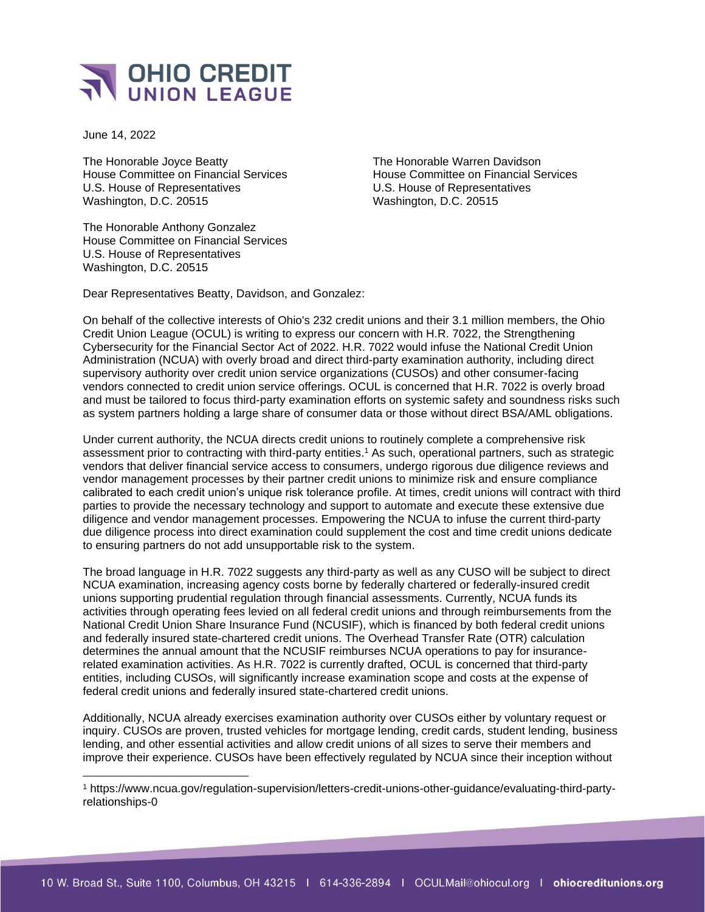# OHIO CREDIT UNION LEAGUE

June 14, 2022

The Honorable Joyce Beatty
House Committee on Financial Services
U.S. House of Representatives
Washington, D.C. 20515

The Honorable Warren Davidson
House Committee on Financial Services
U.S. House of Representatives
Washington, D.C. 20515

The Honorable Anthony Gonzalez
House Committee on Financial Services
U.S. House of Representatives
Washington, D.C. 20515

Dear Representatives Beatty, Davidson, and Gonzalez:

On behalf of the collective interests of Ohio's 232 credit unions and their 3.1 million members, the Ohio Credit Union League (OCUL) is writing to express our concern with H.R. 7022, the Strengthening Cybersecurity for the Financial Sector Act of 2022. H.R. 7022 would infuse the National Credit Union Administration (NCUA) with overly broad and direct third-party examination authority, including direct supervisory authority over credit union service organizations (CUSOs) and other consumer-facing vendors connected to credit union service offerings. OCUL is concerned that H.R. 7022 is overly broad and must be tailored to focus third-party examination efforts on systemic safety and soundness risks such as system partners holding a large share of consumer data or those without direct BSA/AML obligations.

Under current authority, the NCUA directs credit unions to routinely complete a comprehensive risk assessment prior to contracting with third-party entities.[1] As such, operational partners, such as strategic vendors that deliver financial service access to consumers, undergo rigorous due diligence reviews and vendor management processes by their partner credit unions to minimize risk and ensure compliance calibrated to each credit union's unique risk tolerance profile. At times, credit unions will contract with third parties to provide the necessary technology and support to automate and execute these extensive due diligence and vendor management processes. Empowering the NCUA to infuse the current third-party due diligence process into direct examination could supplement the cost and time credit unions dedicate to ensuring partners do not add unsupportable risk to the system.

The broad language in H.R. 7022 suggests any third-party as well as any CUSO will be subject to direct NCUA examination, increasing agency costs borne by federally chartered or federally-insured credit unions supporting prudential regulation through financial assessments. Currently, NCUA funds its activities through operating fees levied on all federal credit unions and through reimbursements from the National Credit Union Share Insurance Fund (NCUSIF), which is financed by both federal credit unions and federally insured state-chartered credit unions. The Overhead Transfer Rate (OTR) calculation determines the annual amount that the NCUSIF reimburses NCUA operations to pay for insurance-related examination activities. As H.R. 7022 is currently drafted, OCUL is concerned that third-party entities, including CUSOs, will significantly increase examination scope and costs at the expense of federal credit unions and federally insured state-chartered credit unions.

Additionally, NCUA already exercises examination authority over CUSOs either by voluntary request or inquiry. CUSOs are proven, trusted vehicles for mortgage lending, credit cards, student lending, business lending, and other essential activities and allow credit unions of all sizes to serve their members and improve their experience. CUSOs have been effectively regulated by NCUA since their inception without

[1] https://www.ncua.gov/regulation-supervision/letters-credit-unions-other-guidance/evaluating-third-party-relationships-0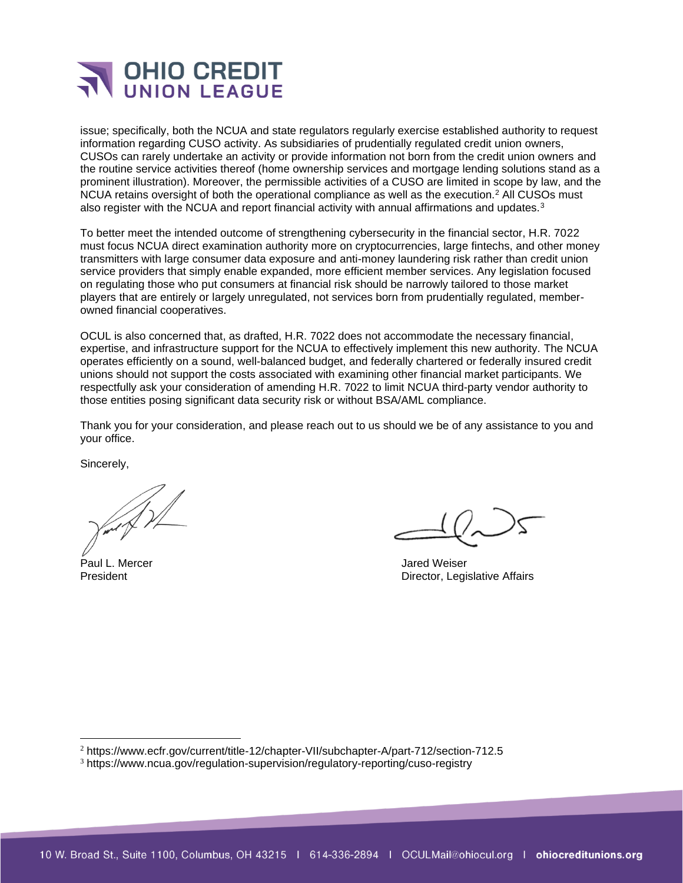issue; specifically, both the NCUA and state regulators regularly exercise established authority to request information regarding CUSO activity. As subsidiaries of prudentially regulated credit union owners, CUSOs can rarely undertake an activity or provide information not born from the credit union owners and the routine service activities thereof (home ownership services and mortgage lending solutions stand as a prominent illustration). Moreover, the permissible activities of a CUSO are limited in scope by law, and the NCUA retains oversight of both the operational compliance as well as the execution.[2] All CUSOs must also register with the NCUA and report financial activity with annual affirmations and updates.[3]

To better meet the intended outcome of strengthening cybersecurity in the financial sector, H.R. 7022 must focus NCUA direct examination authority more on cryptocurrencies, large fintechs, and other money transmitters with large consumer data exposure and anti-money laundering risk rather than credit union service providers that simply enable expanded, more efficient member services. Any legislation focused on regulating those who put consumers at financial risk should be narrowly tailored to those market players that are entirely or largely unregulated, not services born from prudentially regulated, member-owned financial cooperatives.

OCUL is also concerned that, as drafted, H.R. 7022 does not accommodate the necessary financial, expertise, and infrastructure support for the NCUA to effectively implement this new authority. The NCUA operates efficiently on a sound, well-balanced budget, and federally chartered or federally insured credit unions should not support the costs associated with examining other financial market participants. We respectfully ask your consideration of amending H.R. 7022 to limit NCUA third-party vendor authority to those entities posing significant data security risk or without BSA/AML compliance.

Thank you for your consideration, and please reach out to us should we be of any assistance to you and your office.

Sincerely,

Paul L. Mercer
President

Jared Weiser
Director, Legislative Affairs

---

[2] https://www.ecfr.gov/current/title-12/chapter-VII/subchapter-A/part-712/section-712.5

[3] https://www.ncua.gov/regulation-supervision/regulatory-reporting/cuso-registry